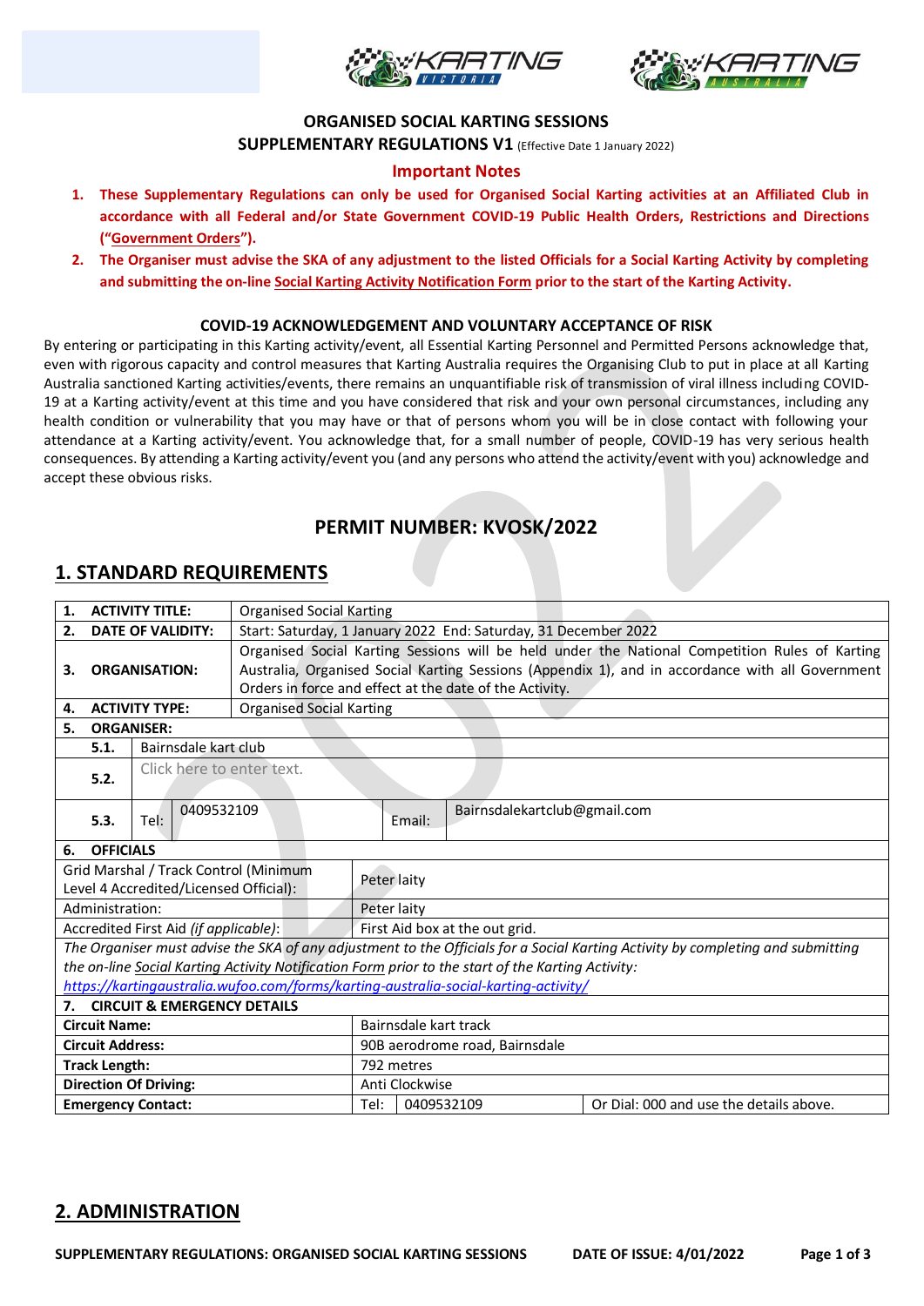**ORGANISED SOCIAL KARTING SESSIONS**

**SUPPLEMENTARY REGULATIONS V1** (Effective Date 1 January 2022)

**Important Notes**

1. **These Supplementary Regulations can only be used for Organised Social Karting activities at an Affiliated Club in accordance with all Federal and/or State Government COVID-19 Public Health Orders, Restrictions and Directions ("Government Orders").**
2. **The Organiser must advise the SKA of any adjustment to the listed Officials for a Social Karting Activity by completing and submitting the on-line Social Karting Activity Notification Form prior to the start of the Karting Activity.**

**COVID-19 ACKNOWLEDGEMENT AND VOLUNTARY ACCEPTANCE OF RISK**

By entering or participating in this Karting activity/event, all Essential Karting Personnel and Permitted Persons acknowledge that, even with rigorous capacity and control measures that Karting Australia requires the Organising Club to put in place at all Karting Australia sanctioned Karting activities/events, there remains an unquantifiable risk of transmission of viral illness including COVID-19 at a Karting activity/event at this time and you have considered that risk and your own personal circumstances, including any health condition or vulnerability that you may have or that of persons whom you will be in close contact with following your attendance at a Karting activity/event. You acknowledge that, for a small number of people, COVID-19 has very serious health consequences. By attending a Karting activity/event you (and any persons who attend the activity/event with you) acknowledge and accept these obvious risks.

## PERMIT NUMBER: KVOSK/2022

## 1. STANDARD REQUIREMENTS

| | | |
|---|---|---|
| **1. ACTIVITY TITLE:** | Organised Social Karting | |
| **2. DATE OF VALIDITY:** | Start: Saturday, 1 January 2022 End: Saturday, 31 December 2022 | |
| **3. ORGANISATION:** | Organised Social Karting Sessions will be held under the National Competition Rules of Karting Australia, Organised Social Karting Sessions (Appendix 1), and in accordance with all Government Orders in force and effect at the date of the Activity. | |
| **4. ACTIVITY TYPE:** | Organised Social Karting | |
| **5. ORGANISER:** | | |
| **5.1.** | Bairnsdale kart club | |
| **5.2.** | Click here to enter text. | |
| **5.3.** | Tel: 0409532109 | Email: Bairnsdalekartclub@gmail.com |
| **6. OFFICIALS** | | |
| Grid Marshal / Track Control (Minimum Level 4 Accredited/Licensed Official): | Peter laity | |
| Administration: | Peter laity | |
| Accredited First Aid *(if applicable)*: | First Aid box at the out grid. | |
| *The Organiser must advise the SKA of any adjustment to the Officials for a Social Karting Activity by completing and submitting the on-line Social Karting Activity Notification Form prior to the start of the Karting Activity: https://kartingaustralia.wufoo.com/forms/karting-australia-social-karting-activity/* | | |
| **7. CIRCUIT & EMERGENCY DETAILS** | | |
| **Circuit Name:** | Bairnsdale kart track | |
| **Circuit Address:** | 90B aerodrome road, Bairnsdale | |
| **Track Length:** | 792 metres | |
| **Direction Of Driving:** | Anti Clockwise | |
| **Emergency Contact:** | Tel: 0409532109 | Or Dial: 000 and use the details above. |

## 2. ADMINISTRATION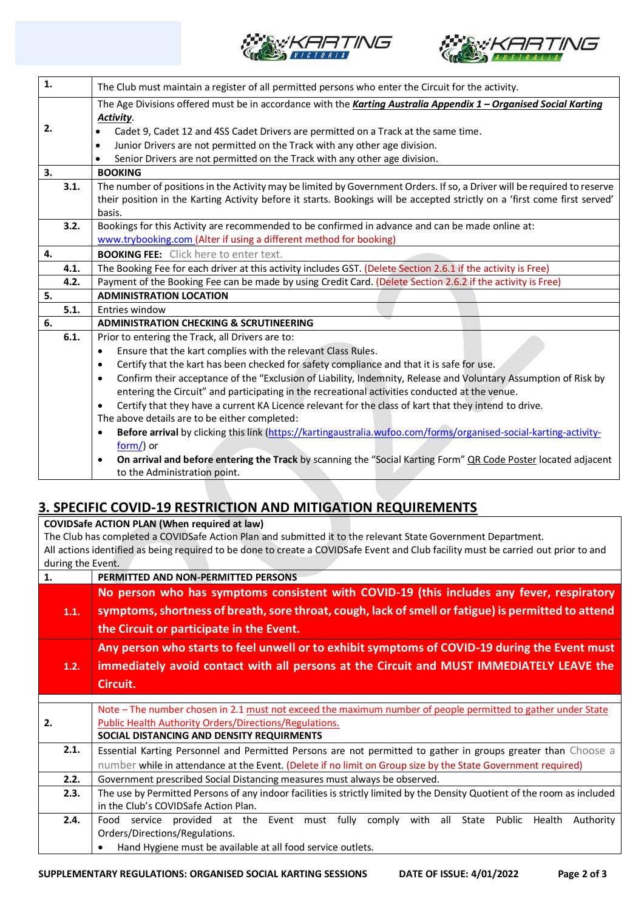| | |
|---|---|
| **1.** | The Club must maintain a register of all permitted persons who enter the Circuit for the activity. |
| **2.** | The Age Divisions offered must be in accordance with the ***Karting Australia Appendix 1 – Organised Social Karting Activity***.<br>• Cadet 9, Cadet 12 and 4SS Cadet Drivers are permitted on a Track at the same time.<br>• Junior Drivers are not permitted on the Track with any other age division.<br>• Senior Drivers are not permitted on the Track with any other age division. |
| **3.** | **BOOKING** |
| **3.1.** | The number of positions in the Activity may be limited by Government Orders. If so, a Driver will be required to reserve their position in the Karting Activity before it starts. Bookings will be accepted strictly on a 'first come first served' basis. |
| **3.2.** | Bookings for this Activity are recommended to be confirmed in advance and can be made online at: www.trybooking.com (Alter if using a different method for booking) |
| **4.** | **BOOKING FEE:** Click here to enter text. |
| **4.1.** | The Booking Fee for each driver at this activity includes GST. (Delete Section 2.6.1 if the activity is Free) |
| **4.2.** | Payment of the Booking Fee can be made by using Credit Card. (Delete Section 2.6.2 if the activity is Free) |
| **5.** | **ADMINISTRATION LOCATION** |
| **5.1.** | Entries window |
| **6.** | **ADMINISTRATION CHECKING & SCRUTINEERING** |
| **6.1.** | Prior to entering the Track, all Drivers are to:<br>• Ensure that the kart complies with the relevant Class Rules.<br>• Certify that the kart has been checked for safety compliance and that it is safe for use.<br>• Confirm their acceptance of the "Exclusion of Liability, Indemnity, Release and Voluntary Assumption of Risk by entering the Circuit" and participating in the recreational activities conducted at the venue.<br>• Certify that they have a current KA Licence relevant for the class of kart that they intend to drive.<br>The above details are to be either completed:<br>• **Before arrival** by clicking this link (https://kartingaustralia.wufoo.com/forms/organised-social-karting-activity-form/) or<br>• **On arrival and before entering the Track** by scanning the "Social Karting Form" QR Code Poster located adjacent to the Administration point. |

## 3. SPECIFIC COVID-19 RESTRICTION AND MITIGATION REQUIREMENTS

**COVIDSafe ACTION PLAN (When required at law)**
The Club has completed a COVIDSafe Action Plan and submitted it to the relevant State Government Department.
All actions identified as being required to be done to create a COVIDSafe Event and Club facility must be carried out prior to and during the Event.

| | |
|---|---|
| **1.** | **PERMITTED AND NON-PERMITTED PERSONS** |
| **1.1.** | **No person who has symptoms consistent with COVID-19 (this includes any fever, respiratory symptoms, shortness of breath, sore throat, cough, lack of smell or fatigue) is permitted to attend the Circuit or participate in the Event.** |
| **1.2.** | **Any person who starts to feel unwell or to exhibit symptoms of COVID-19 during the Event must immediately avoid contact with all persons at the Circuit and MUST IMMEDIATELY LEAVE the Circuit.** |
| | |
| **2.** | Note – The number chosen in 2.1 must not exceed the maximum number of people permitted to gather under State Public Health Authority Orders/Directions/Regulations.<br>**SOCIAL DISTANCING AND DENSITY REQUIRMENTS** |
| **2.1.** | Essential Karting Personnel and Permitted Persons are not permitted to gather in groups greater than Choose a number while in attendance at the Event. (Delete if no limit on Group size by the State Government required) |
| **2.2.** | Government prescribed Social Distancing measures must always be observed. |
| **2.3.** | The use by Permitted Persons of any indoor facilities is strictly limited by the Density Quotient of the room as included in the Club's COVIDSafe Action Plan. |
| **2.4.** | Food service provided at the Event must fully comply with all State Public Health Authority Orders/Directions/Regulations.<br>• Hand Hygiene must be available at all food service outlets. |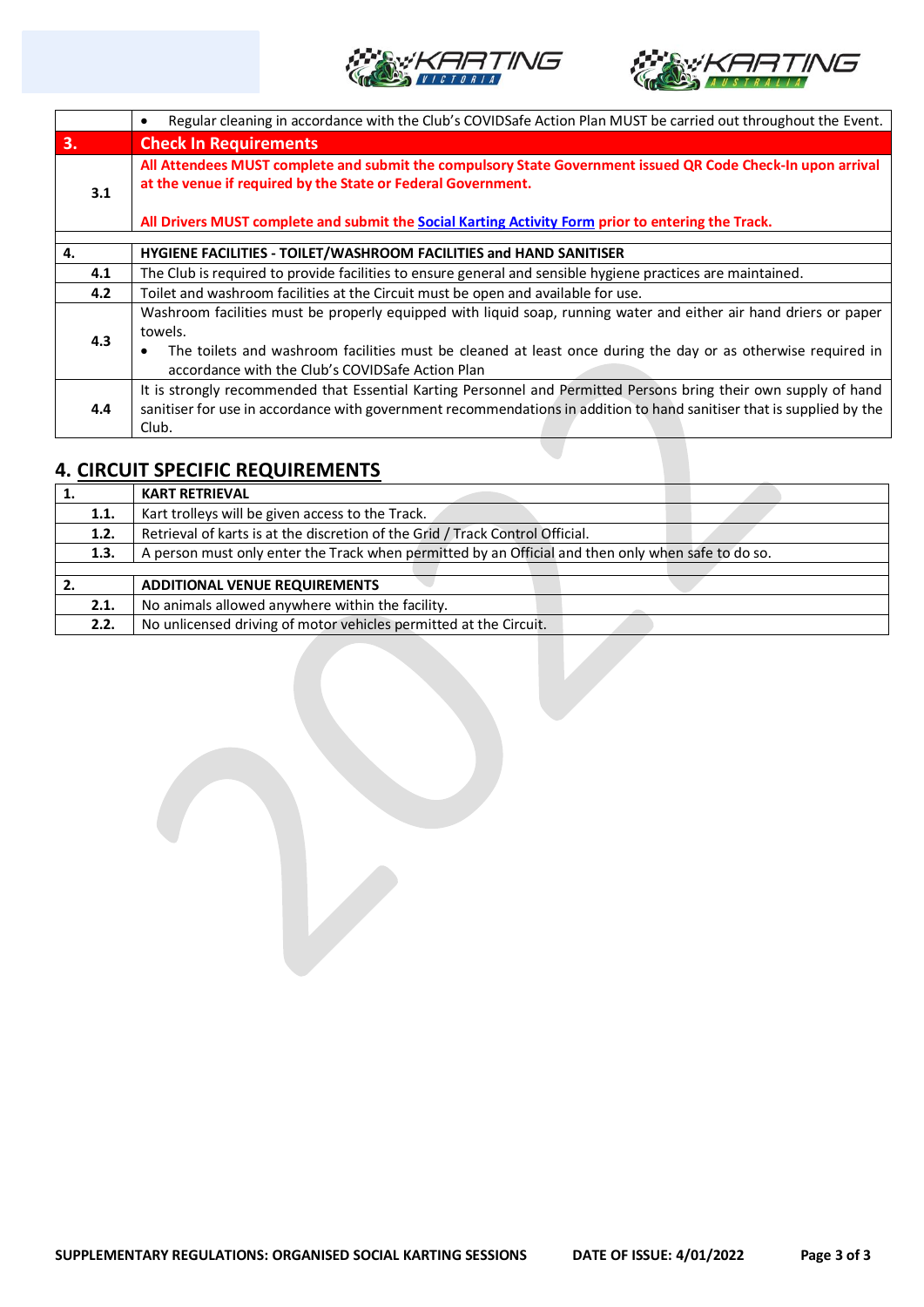| | |
|---|---|
| | • Regular cleaning in accordance with the Club's COVIDSafe Action Plan MUST be carried out throughout the Event. |
| **3.** | **Check In Requirements** |
| **3.1** | **All Attendees MUST complete and submit the compulsory State Government issued QR Code Check-In upon arrival at the venue if required by the State or Federal Government.**<br><br>**All Drivers MUST complete and submit the Social Karting Activity Form prior to entering the Track.** |
| | |
| **4.** | **HYGIENE FACILITIES - TOILET/WASHROOM FACILITIES and HAND SANITISER** |
| **4.1** | The Club is required to provide facilities to ensure general and sensible hygiene practices are maintained. |
| **4.2** | Toilet and washroom facilities at the Circuit must be open and available for use. |
| **4.3** | Washroom facilities must be properly equipped with liquid soap, running water and either air hand driers or paper towels.<br>• The toilets and washroom facilities must be cleaned at least once during the day or as otherwise required in accordance with the Club's COVIDSafe Action Plan |
| **4.4** | It is strongly recommended that Essential Karting Personnel and Permitted Persons bring their own supply of hand sanitiser for use in accordance with government recommendations in addition to hand sanitiser that is supplied by the Club. |

## 4. CIRCUIT SPECIFIC REQUIREMENTS

| | |
|---|---|
| **1.** | **KART RETRIEVAL** |
| **1.1.** | Kart trolleys will be given access to the Track. |
| **1.2.** | Retrieval of karts is at the discretion of the Grid / Track Control Official. |
| **1.3.** | A person must only enter the Track when permitted by an Official and then only when safe to do so. |
| | |
| **2.** | **ADDITIONAL VENUE REQUIREMENTS** |
| **2.1.** | No animals allowed anywhere within the facility. |
| **2.2.** | No unlicensed driving of motor vehicles permitted at the Circuit. |